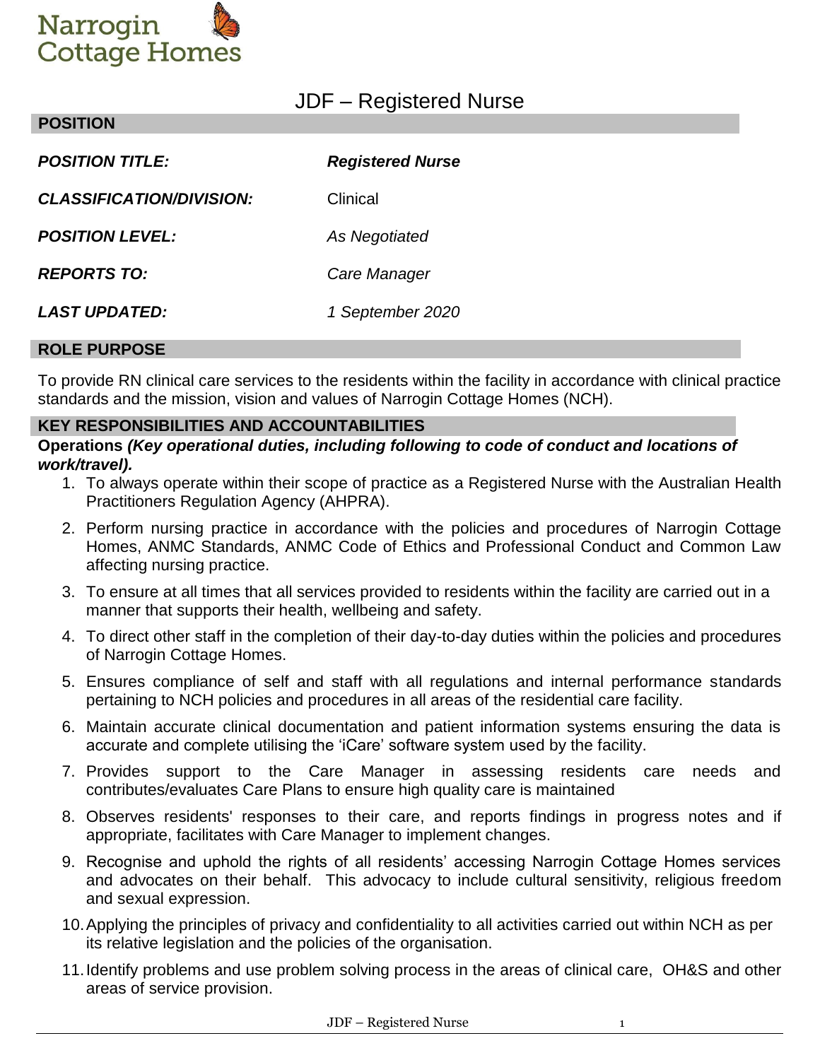Narrogin Cottage Homes

# JDF – Registered Nurse

## POSITION

| | |
|---|---|
| ***POSITION TITLE:*** | ***Registered Nurse*** |
| ***CLASSIFICATION/DIVISION:*** | Clinical |
| ***POSITION LEVEL:*** | *As Negotiated* |
| ***REPORTS TO:*** | *Care Manager* |
| ***LAST UPDATED:*** | *1 September 2020* |

## ROLE PURPOSE

To provide RN clinical care services to the residents within the facility in accordance with clinical practice standards and the mission, vision and values of Narrogin Cottage Homes (NCH).

## KEY RESPONSIBILITIES AND ACCOUNTABILITIES

**Operations *(Key operational duties, including following to code of conduct and locations of work/travel).***

1. To always operate within their scope of practice as a Registered Nurse with the Australian Health Practitioners Regulation Agency (AHPRA).
2. Perform nursing practice in accordance with the policies and procedures of Narrogin Cottage Homes, ANMC Standards, ANMC Code of Ethics and Professional Conduct and Common Law affecting nursing practice.
3. To ensure at all times that all services provided to residents within the facility are carried out in a manner that supports their health, wellbeing and safety.
4. To direct other staff in the completion of their day-to-day duties within the policies and procedures of Narrogin Cottage Homes.
5. Ensures compliance of self and staff with all regulations and internal performance standards pertaining to NCH policies and procedures in all areas of the residential care facility.
6. Maintain accurate clinical documentation and patient information systems ensuring the data is accurate and complete utilising the 'iCare' software system used by the facility.
7. Provides support to the Care Manager in assessing residents care needs and contributes/evaluates Care Plans to ensure high quality care is maintained
8. Observes residents' responses to their care, and reports findings in progress notes and if appropriate, facilitates with Care Manager to implement changes.
9. Recognise and uphold the rights of all residents' accessing Narrogin Cottage Homes services and advocates on their behalf. This advocacy to include cultural sensitivity, religious freedom and sexual expression.
10. Applying the principles of privacy and confidentiality to all activities carried out within NCH as per its relative legislation and the policies of the organisation.
11. Identify problems and use problem solving process in the areas of clinical care, OH&S and other areas of service provision.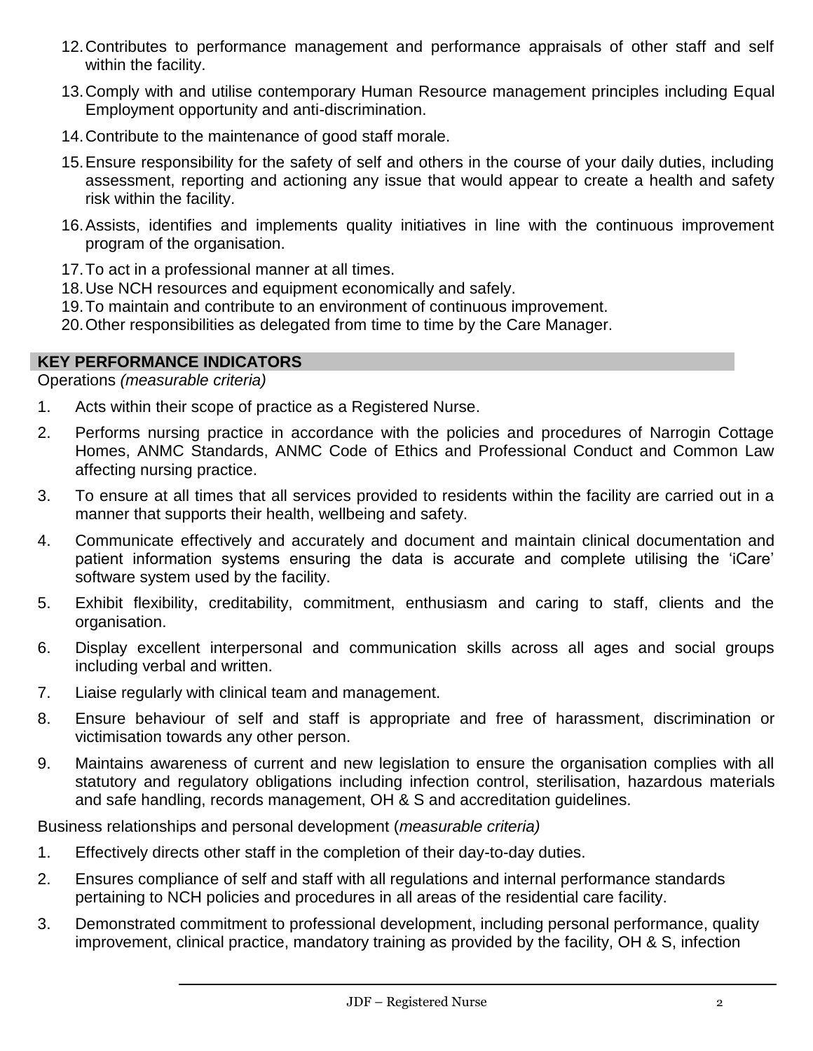12. Contributes to performance management and performance appraisals of other staff and self within the facility.
13. Comply with and utilise contemporary Human Resource management principles including Equal Employment opportunity and anti-discrimination.
14. Contribute to the maintenance of good staff morale.
15. Ensure responsibility for the safety of self and others in the course of your daily duties, including assessment, reporting and actioning any issue that would appear to create a health and safety risk within the facility.
16. Assists, identifies and implements quality initiatives in line with the continuous improvement program of the organisation.
17. To act in a professional manner at all times.
18. Use NCH resources and equipment economically and safely.
19. To maintain and contribute to an environment of continuous improvement.
20. Other responsibilities as delegated from time to time by the Care Manager.

## KEY PERFORMANCE INDICATORS

Operations *(measurable criteria)*

1. Acts within their scope of practice as a Registered Nurse.
2. Performs nursing practice in accordance with the policies and procedures of Narrogin Cottage Homes, ANMC Standards, ANMC Code of Ethics and Professional Conduct and Common Law affecting nursing practice.
3. To ensure at all times that all services provided to residents within the facility are carried out in a manner that supports their health, wellbeing and safety.
4. Communicate effectively and accurately and document and maintain clinical documentation and patient information systems ensuring the data is accurate and complete utilising the 'iCare' software system used by the facility.
5. Exhibit flexibility, creditability, commitment, enthusiasm and caring to staff, clients and the organisation.
6. Display excellent interpersonal and communication skills across all ages and social groups including verbal and written.
7. Liaise regularly with clinical team and management.
8. Ensure behaviour of self and staff is appropriate and free of harassment, discrimination or victimisation towards any other person.
9. Maintains awareness of current and new legislation to ensure the organisation complies with all statutory and regulatory obligations including infection control, sterilisation, hazardous materials and safe handling, records management, OH & S and accreditation guidelines.

Business relationships and personal development (*measurable criteria)*

1. Effectively directs other staff in the completion of their day-to-day duties.
2. Ensures compliance of self and staff with all regulations and internal performance standards pertaining to NCH policies and procedures in all areas of the residential care facility.
3. Demonstrated commitment to professional development, including personal performance, quality improvement, clinical practice, mandatory training as provided by the facility, OH & S, infection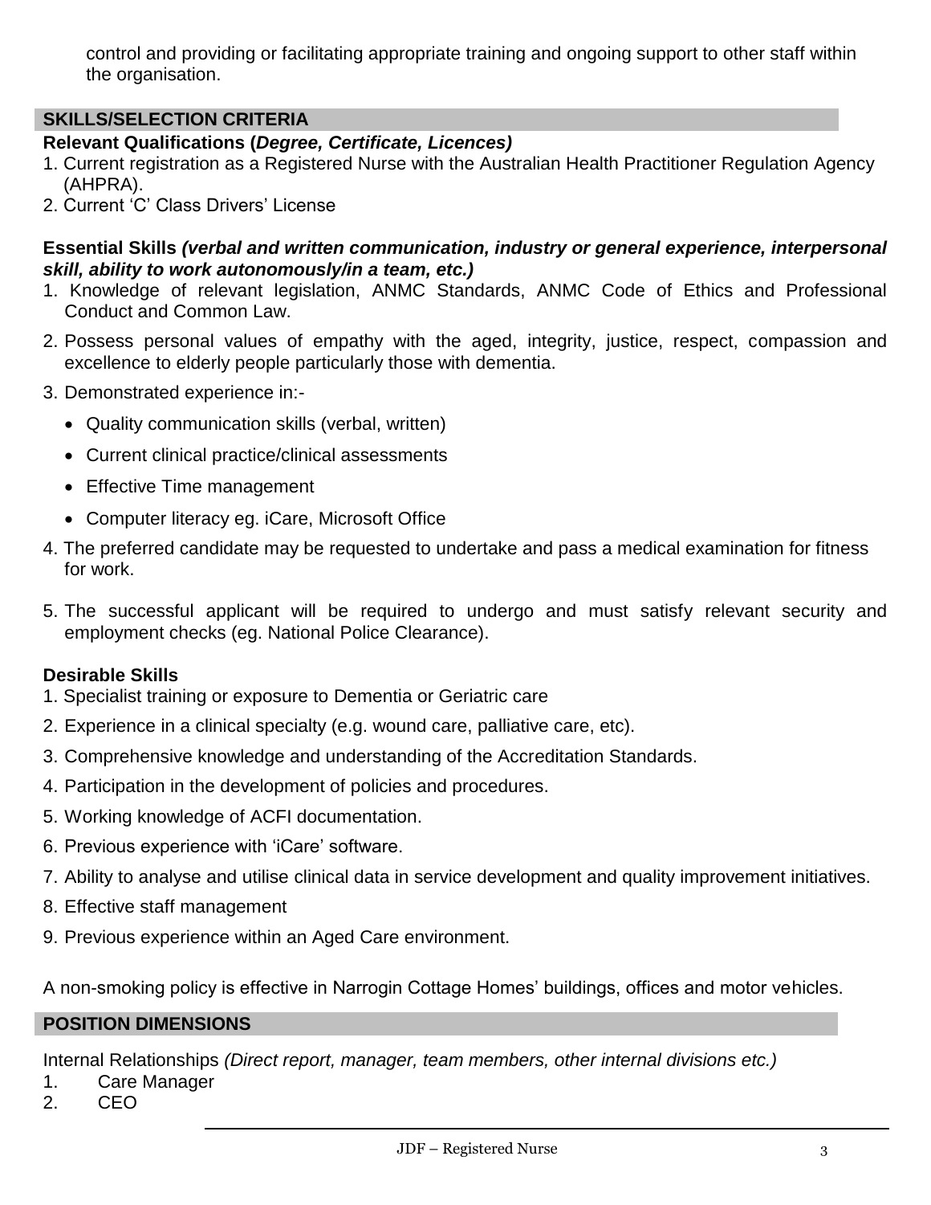control and providing or facilitating appropriate training and ongoing support to other staff within the organisation.

## SKILLS/SELECTION CRITERIA

**Relevant Qualifications (*Degree, Certificate, Licences)***

1. Current registration as a Registered Nurse with the Australian Health Practitioner Regulation Agency (AHPRA).
2. Current 'C' Class Drivers' License

**Essential Skills *(verbal and written communication, industry or general experience, interpersonal skill, ability to work autonomously/in a team, etc.)***

1. Knowledge of relevant legislation, ANMC Standards, ANMC Code of Ethics and Professional Conduct and Common Law.
2. Possess personal values of empathy with the aged, integrity, justice, respect, compassion and excellence to elderly people particularly those with dementia.
3. Demonstrated experience in:-
   - Quality communication skills (verbal, written)
   - Current clinical practice/clinical assessments
   - Effective Time management
   - Computer literacy eg. iCare, Microsoft Office
4. The preferred candidate may be requested to undertake and pass a medical examination for fitness for work.
5. The successful applicant will be required to undergo and must satisfy relevant security and employment checks (eg. National Police Clearance).

**Desirable Skills**

1. Specialist training or exposure to Dementia or Geriatric care
2. Experience in a clinical specialty (e.g. wound care, palliative care, etc).
3. Comprehensive knowledge and understanding of the Accreditation Standards.
4. Participation in the development of policies and procedures.
5. Working knowledge of ACFI documentation.
6. Previous experience with 'iCare' software.
7. Ability to analyse and utilise clinical data in service development and quality improvement initiatives.
8. Effective staff management
9. Previous experience within an Aged Care environment.

A non-smoking policy is effective in Narrogin Cottage Homes' buildings, offices and motor vehicles.

## POSITION DIMENSIONS

Internal Relationships *(Direct report, manager, team members, other internal divisions etc.)*

1. Care Manager
2. CEO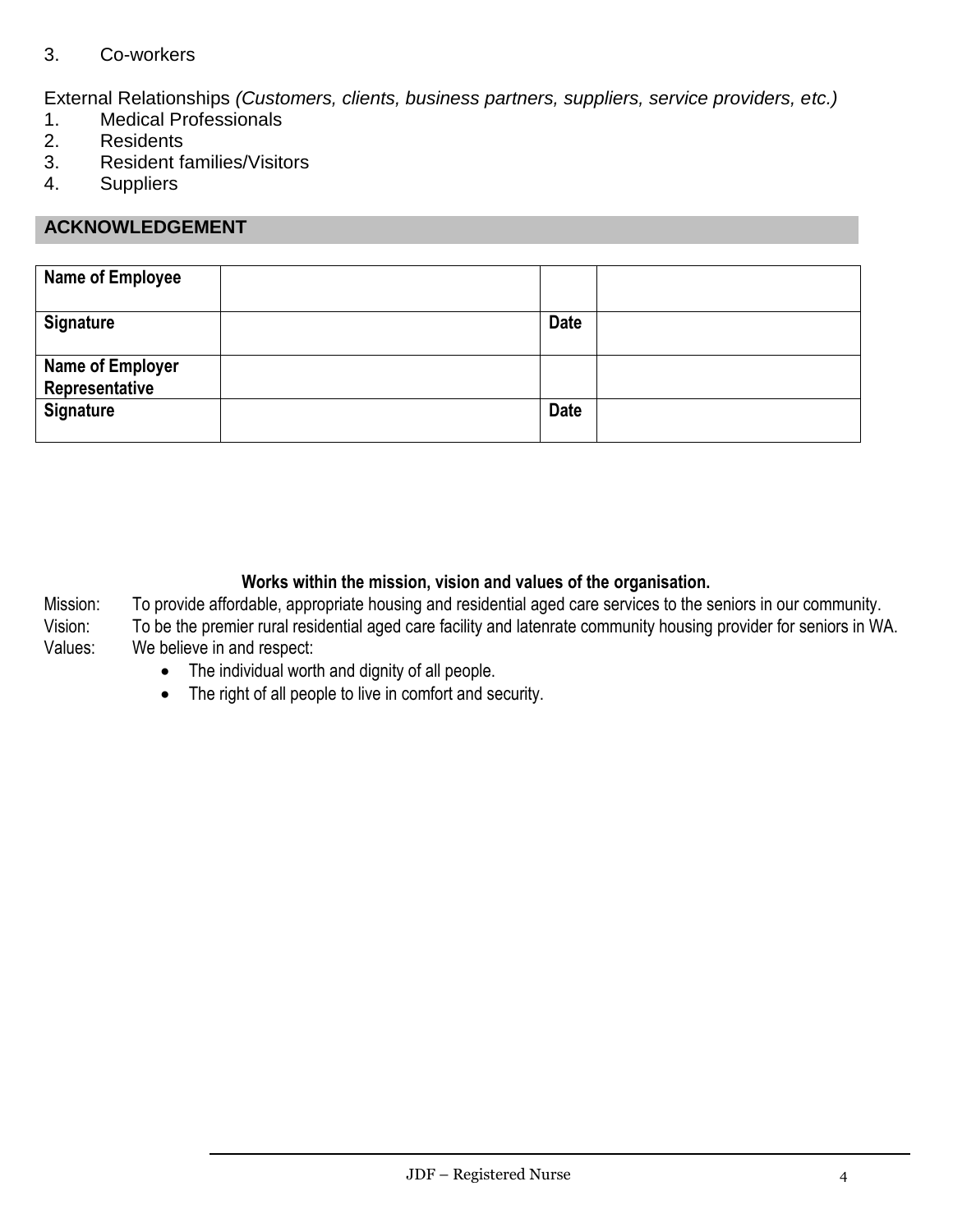3. Co-workers

External Relationships *(Customers, clients, business partners, suppliers, service providers, etc.)*

1. Medical Professionals
2. Residents
3. Resident families/Visitors
4. Suppliers

## ACKNOWLEDGEMENT

| | | | |
|---|---|---|---|
| **Name of Employee** | | | |
| **Signature** | | **Date** | |
| **Name of Employer Representative** | | | |
| **Signature** | | **Date** | |

**Works within the mission, vision and values of the organisation.**

Mission: To provide affordable, appropriate housing and residential aged care services to the seniors in our community.

Vision: To be the premier rural residential aged care facility and latenrate community housing provider for seniors in WA.

Values: We believe in and respect:

- The individual worth and dignity of all people.
- The right of all people to live in comfort and security.